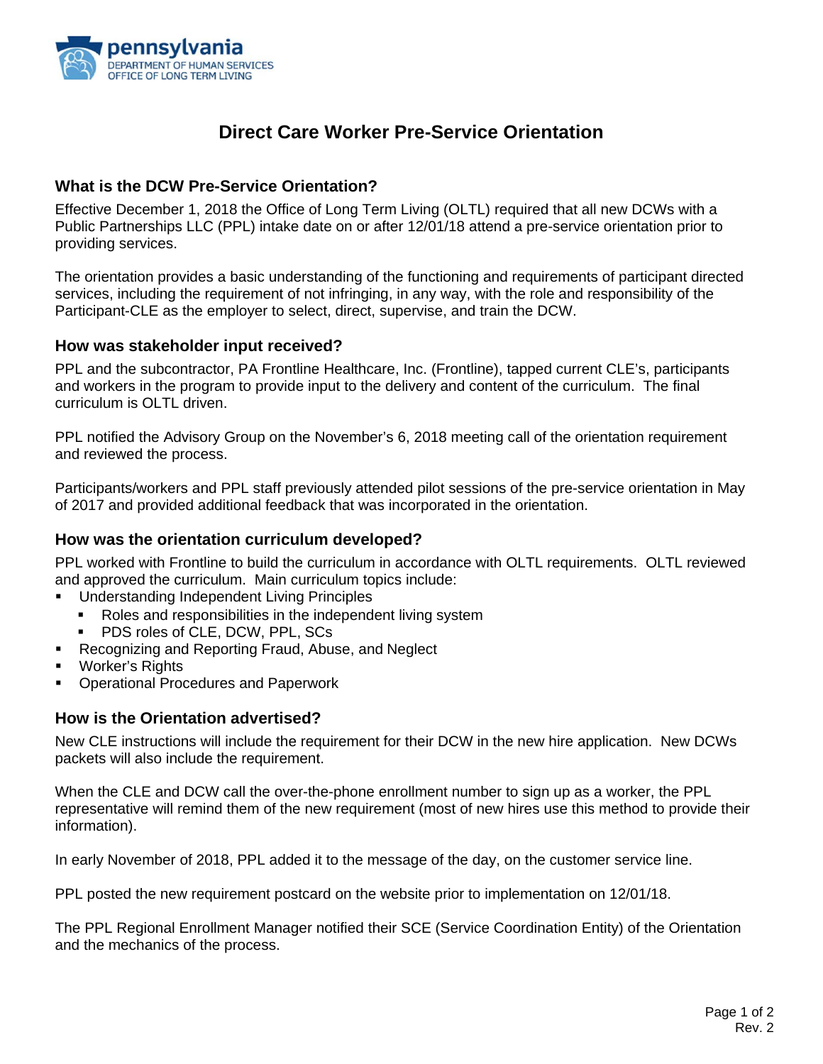pennsylvania
DEPARTMENT OF HUMAN SERVICES
OFFICE OF LONG TERM LIVING

# Direct Care Worker Pre-Service Orientation

## What is the DCW Pre-Service Orientation?

Effective December 1, 2018 the Office of Long Term Living (OLTL) required that all new DCWs with a Public Partnerships LLC (PPL) intake date on or after 12/01/18 attend a pre-service orientation prior to providing services.

The orientation provides a basic understanding of the functioning and requirements of participant directed services, including the requirement of not infringing, in any way, with the role and responsibility of the Participant-CLE as the employer to select, direct, supervise, and train the DCW.

## How was stakeholder input received?

PPL and the subcontractor, PA Frontline Healthcare, Inc. (Frontline), tapped current CLE's, participants and workers in the program to provide input to the delivery and content of the curriculum. The final curriculum is OLTL driven.

PPL notified the Advisory Group on the November's 6, 2018 meeting call of the orientation requirement and reviewed the process.

Participants/workers and PPL staff previously attended pilot sessions of the pre-service orientation in May of 2017 and provided additional feedback that was incorporated in the orientation.

## How was the orientation curriculum developed?

PPL worked with Frontline to build the curriculum in accordance with OLTL requirements. OLTL reviewed and approved the curriculum. Main curriculum topics include:

- Understanding Independent Living Principles
  - Roles and responsibilities in the independent living system
  - PDS roles of CLE, DCW, PPL, SCs
- Recognizing and Reporting Fraud, Abuse, and Neglect
- Worker's Rights
- Operational Procedures and Paperwork

## How is the Orientation advertised?

New CLE instructions will include the requirement for their DCW in the new hire application. New DCWs packets will also include the requirement.

When the CLE and DCW call the over-the-phone enrollment number to sign up as a worker, the PPL representative will remind them of the new requirement (most of new hires use this method to provide their information).

In early November of 2018, PPL added it to the message of the day, on the customer service line.

PPL posted the new requirement postcard on the website prior to implementation on 12/01/18.

The PPL Regional Enrollment Manager notified their SCE (Service Coordination Entity) of the Orientation and the mechanics of the process.

Rev. 2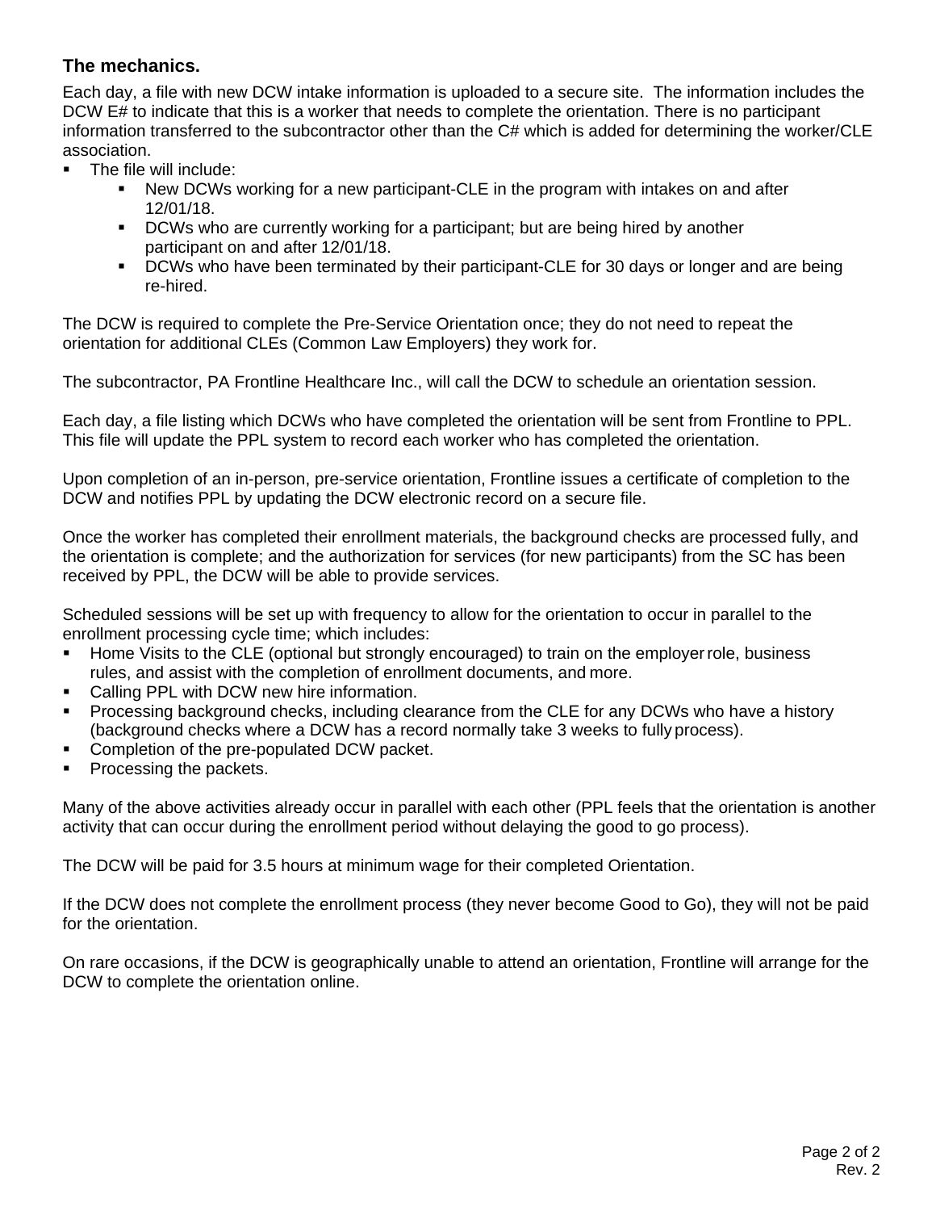### The mechanics.

Each day, a file with new DCW intake information is uploaded to a secure site. The information includes the DCW E# to indicate that this is a worker that needs to complete the orientation. There is no participant information transferred to the subcontractor other than the C# which is added for determining the worker/CLE association.

- The file will include:
    - New DCWs working for a new participant-CLE in the program with intakes on and after 12/01/18.
    - DCWs who are currently working for a participant; but are being hired by another participant on and after 12/01/18.
    - DCWs who have been terminated by their participant-CLE for 30 days or longer and are being re-hired.

The DCW is required to complete the Pre-Service Orientation once; they do not need to repeat the orientation for additional CLEs (Common Law Employers) they work for.

The subcontractor, PA Frontline Healthcare Inc., will call the DCW to schedule an orientation session.

Each day, a file listing which DCWs who have completed the orientation will be sent from Frontline to PPL. This file will update the PPL system to record each worker who has completed the orientation.

Upon completion of an in-person, pre-service orientation, Frontline issues a certificate of completion to the DCW and notifies PPL by updating the DCW electronic record on a secure file.

Once the worker has completed their enrollment materials, the background checks are processed fully, and the orientation is complete; and the authorization for services (for new participants) from the SC has been received by PPL, the DCW will be able to provide services.

Scheduled sessions will be set up with frequency to allow for the orientation to occur in parallel to the enrollment processing cycle time; which includes:

- Home Visits to the CLE (optional but strongly encouraged) to train on the employer role, business rules, and assist with the completion of enrollment documents, and more.
- Calling PPL with DCW new hire information.
- Processing background checks, including clearance from the CLE for any DCWs who have a history (background checks where a DCW has a record normally take 3 weeks to fully process).
- Completion of the pre-populated DCW packet.
- Processing the packets.

Many of the above activities already occur in parallel with each other (PPL feels that the orientation is another activity that can occur during the enrollment period without delaying the good to go process).

The DCW will be paid for 3.5 hours at minimum wage for their completed Orientation.

If the DCW does not complete the enrollment process (they never become Good to Go), they will not be paid for the orientation.

On rare occasions, if the DCW is geographically unable to attend an orientation, Frontline will arrange for the DCW to complete the orientation online.